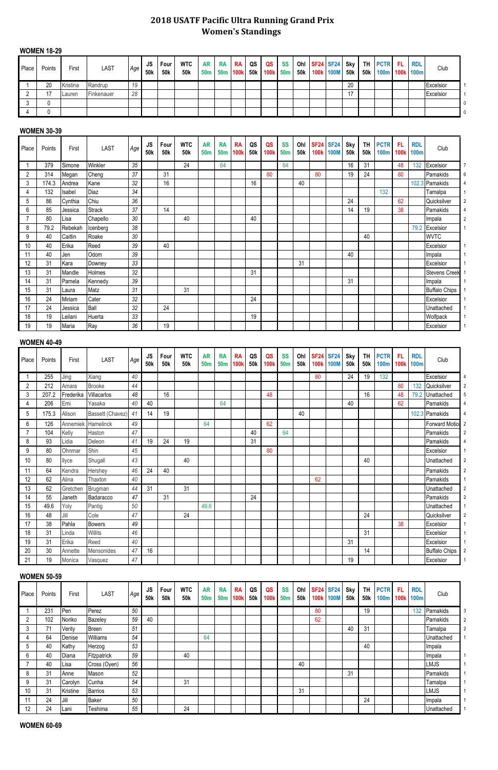# 2018 USATF Pacific Ultra Running Grand Prix
## Women's Standings

### WOMEN 18-29

| Place | Points | First | LAST | Age | JS 50k | Four 50k | WTC 50k | AR 50m | RA 50m | RA 100k | QS 50k | QS 100k | SS 50m | Ohl 50k | SF24 100k | SF24 100M | Sky 50k | TH 50k | PCTR 100m | FL 100k | RDL 100m | Club | |
|---|---|---|---|---|---|---|---|---|---|---|---|---|---|---|---|---|---|---|---|---|---|---|---|
| 1 | 20 | Kristina | Randrup | 19 | | | | | | | | | | | | | 20 | | | | | Excelsior | 1 |
| 2 | 17 | Lauren | Finkenauer | 28 | | | | | | | | | | | | | 17 | | | | | Excelsior | 1 |
| 3 | 0 | | | | | | | | | | | | | | | | | | | | | | 0 |
| 4 | 0 | | | | | | | | | | | | | | | | | | | | | | 0 |

### WOMEN 30-39

| Place | Points | First | LAST | Age | JS 50k | Four 50k | WTC 50k | AR 50m | RA 50m | RA 100k | QS 50k | QS 100k | SS 50m | Ohl 50k | SF24 100k | SF24 100M | Sky 50k | TH 50k | PCTR 100m | FL 100k | RDL 100m | Club | |
|---|---|---|---|---|---|---|---|---|---|---|---|---|---|---|---|---|---|---|---|---|---|---|---|
| 1 | 379 | Simone | Winkler | 35 | | | 24 | | 64 | | | | 64 | | | | 16 | 31 | | 48 | 132 | Excelsior | 7 |
| 2 | 314 | Megan | Cheng | 37 | | 31 | | | | | | 80 | | | 80 | | 19 | 24 | | 80 | | Pamakids | 6 |
| 3 | 174.3 | Andrea | Kane | 32 | | 16 | | | | | 16 | | | 40 | | | | | | | 102.3 | Pamakids | 4 |
| 4 | 132 | Isabel | Diaz | 34 | | | | | | | | | | | | | | | 132 | | | Tamalpa | 1 |
| 5 | 86 | Cynthia | Chiu | 36 | | | | | | | | | | | | | 24 | | | 62 | | Quicksilver | 2 |
| 6 | 85 | Jessica | Strack | 37 | | 14 | | | | | | | | | | | 14 | 19 | | 38 | | Pamakids | 4 |
| 7 | 80 | Lisa | Chapello | 30 | | | 40 | | | | 40 | | | | | | | | | | | Impala | 2 |
| 8 | 79.2 | Rebekah | Icenberg | 38 | | | | | | | | | | | | | | | | | 79.2 | Excelsior | 1 |
| 9 | 40 | Caitlin | Roake | 30 | | | | | | | | | | | | | | 40 | | | | WVTC | |
| 10 | 40 | Erika | Reed | 39 | | 40 | | | | | | | | | | | | | | | | Excelsior | 1 |
| 11 | 40 | Jen | Odom | 39 | | | | | | | | | | | | | 40 | | | | | Impala | 1 |
| 12 | 31 | Kara | Downey | 33 | | | | | | | | | | 31 | | | | | | | | Excelsior | 1 |
| 13 | 31 | Mandle | Holmes | 32 | | | | | | | 31 | | | | | | | | | | | Stevens Creek | 1 |
| 14 | 31 | Pamela | Kennedy | 39 | | | | | | | | | | | | | 31 | | | | | Impala | 1 |
| 15 | 31 | Laura | Matz | 31 | | | 31 | | | | | | | | | | | | | | | Buffalo Chips | 1 |
| 16 | 24 | Miriam | Cater | 32 | | | | | | | 24 | | | | | | | | | | | Excelsior | 1 |
| 17 | 24 | Jessica | Ball | 32 | | 24 | | | | | | | | | | | | | | | | Unattached | 1 |
| 18 | 19 | Leilani | Huerta | 33 | | | | | | | 19 | | | | | | | | | | | Wolfpack | 1 |
| 19 | 19 | Maria | Ray | 36 | | 19 | | | | | | | | | | | | | | | | Excelsior | 1 |

### WOMEN 40-49

| Place | Points | First | LAST | Age | JS 50k | Four 50k | WTC 50k | AR 50m | RA 50m | RA 100k | QS 50k | QS 100k | SS 50m | Ohl 50k | SF24 100k | SF24 100M | Sky 50k | TH 50k | PCTR 100m | FL 100k | RDL 100m | Club | |
|---|---|---|---|---|---|---|---|---|---|---|---|---|---|---|---|---|---|---|---|---|---|---|---|
| 1 | 255 | Jing | Xiang | 40 | | | | | | | | | | | 80 | | 24 | 19 | 132 | | | Excelsior | 4 |
| 2 | 212 | Amara | Brooke | 44 | | | | | | | | | | | | | | | | 80 | 132 | Quicksilver | 2 |
| 3 | 207.2 | Frederika | Villacarlos | 48 | | 16 | | | | | | 48 | | | | | | 16 | | 48 | 79.2 | Unattached | 5 |
| 4 | 206 | Emi | Yasaka | 40 | 40 | | | | 64 | | | | | | | | 40 | | | 62 | | Pamakids | 4 |
| 5 | 175.3 | Alison | Bassett (Chavez) | 41 | 14 | 19 | | | | | | | | 40 | | | | | | | 102.3 | Pamakids | 4 |
| 6 | 126 | Annemiek | Hamelinck | 49 | | | | 64 | | | | 62 | | | | | | | | | | Forward Motio | 2 |
| 7 | 104 | Kelly | Haston | 47 | | | | | | | 40 | | 64 | | | | | | | | | Pamakids | 2 |
| 8 | 93 | Lidia | Deleon | 41 | 19 | 24 | 19 | | | | 31 | | | | | | | | | | | Pamakids | 4 |
| 9 | 80 | Ohnmar | Shin | 45 | | | | | | | | 80 | | | | | | | | | | Excelsior | 1 |
| 10 | 80 | Ilyce | Shugall | 43 | | | 40 | | | | | | | | | | | 40 | | | | Unattached | 2 |
| 11 | 64 | Kendra | Hershey | 46 | 24 | 40 | | | | | | | | | | | | | | | | Pamakids | 2 |
| 12 | 62 | Alina | Thaxton | 40 | | | | | | | | | | | 62 | | | | | | | Pamakids | 1 |
| 13 | 62 | Gretchen | Brugman | 44 | 31 | | 31 | | | | | | | | | | | | | | | Unattached | 2 |
| 14 | 55 | Janeth | Badaracco | 47 | | 31 | | | | | 24 | | | | | | | | | | | Pamakids | 2 |
| 15 | 49.6 | Yoly | Pantig | 50 | | | | 49.6 | | | | | | | | | | | | | | Unattached | 1 |
| 16 | 48 | Jill | Cole | 47 | | | 24 | | | | | | | | | | | 24 | | | | Quicksilver | 2 |
| 17 | 38 | Pahla | Bowers | 49 | | | | | | | | | | | | | | | | 38 | | Excelsior | 1 |
| 18 | 31 | Linda | Willits | 46 | | | | | | | | | | | | | | 31 | | | | Excelsior | 1 |
| 19 | 31 | Erika | Reed | 40 | | | | | | | | | | | | | 31 | | | | | Excelsior | 1 |
| 20 | 30 | Annette | Mensonides | 47 | 16 | | | | | | | | | | | | | 14 | | | | Buffalo Chips | 2 |
| 21 | 19 | Monica | Vasquez | 47 | | | | | | | | | | | | | 19 | | | | | Excelsior | 1 |

### WOMEN 50-59

| Place | Points | First | LAST | Age | JS 50k | Four 50k | WTC 50k | AR 50m | RA 50m | RA 100k | QS 50k | QS 100k | SS 50m | Ohl 50k | SF24 100k | SF24 100M | Sky 50k | TH 50k | PCTR 100m | FL 100k | RDL 100m | Club | |
|---|---|---|---|---|---|---|---|---|---|---|---|---|---|---|---|---|---|---|---|---|---|---|---|
| 1 | 231 | Pen | Perez | 50 | | | | | | | | | | | 80 | | | 19 | | | 132 | Pamakids | 3 |
| 2 | 102 | Noriko | Bazeley | 59 | 40 | | | | | | | | | | 62 | | | | | | | Pamakids | 2 |
| 3 | 71 | Verity | Breen | 51 | | | | | | | | | | | | | 40 | 31 | | | | Tamalpa | 2 |
| 4 | 64 | Denise | Williams | 54 | | | | 64 | | | | | | | | | | | | | | Unattached | 1 |
| 5 | 40 | Kathy | Herzog | 53 | | | | | | | | | | | | | | 40 | | | | Impala | |
| 6 | 40 | Diana | Fitzpatrick | 59 | | | 40 | | | | | | | | | | | | | | | Impala | 1 |
| 7 | 40 | Lisa | Cross (Oyen) | 56 | | | | | | | | | | 40 | | | | | | | | LMJS | 1 |
| 8 | 31 | Anne | Mason | 52 | | | | | | | | | | | | | 31 | | | | | Pamakids | 1 |
| 9 | 31 | Carolyn | Cunha | 54 | | | 31 | | | | | | | | | | | | | | | Tamalpa | 1 |
| 10 | 31 | Kristine | Barrios | 53 | | | | | | | | | | 31 | | | | | | | | LMJS | 1 |
| 11 | 24 | Jill | Baker | 50 | | | | | | | | | | | | | | 24 | | | | Impala | 1 |
| 12 | 24 | Lani | Teshima | 55 | | | 24 | | | | | | | | | | | | | | | Unattached | 1 |

### WOMEN 60-69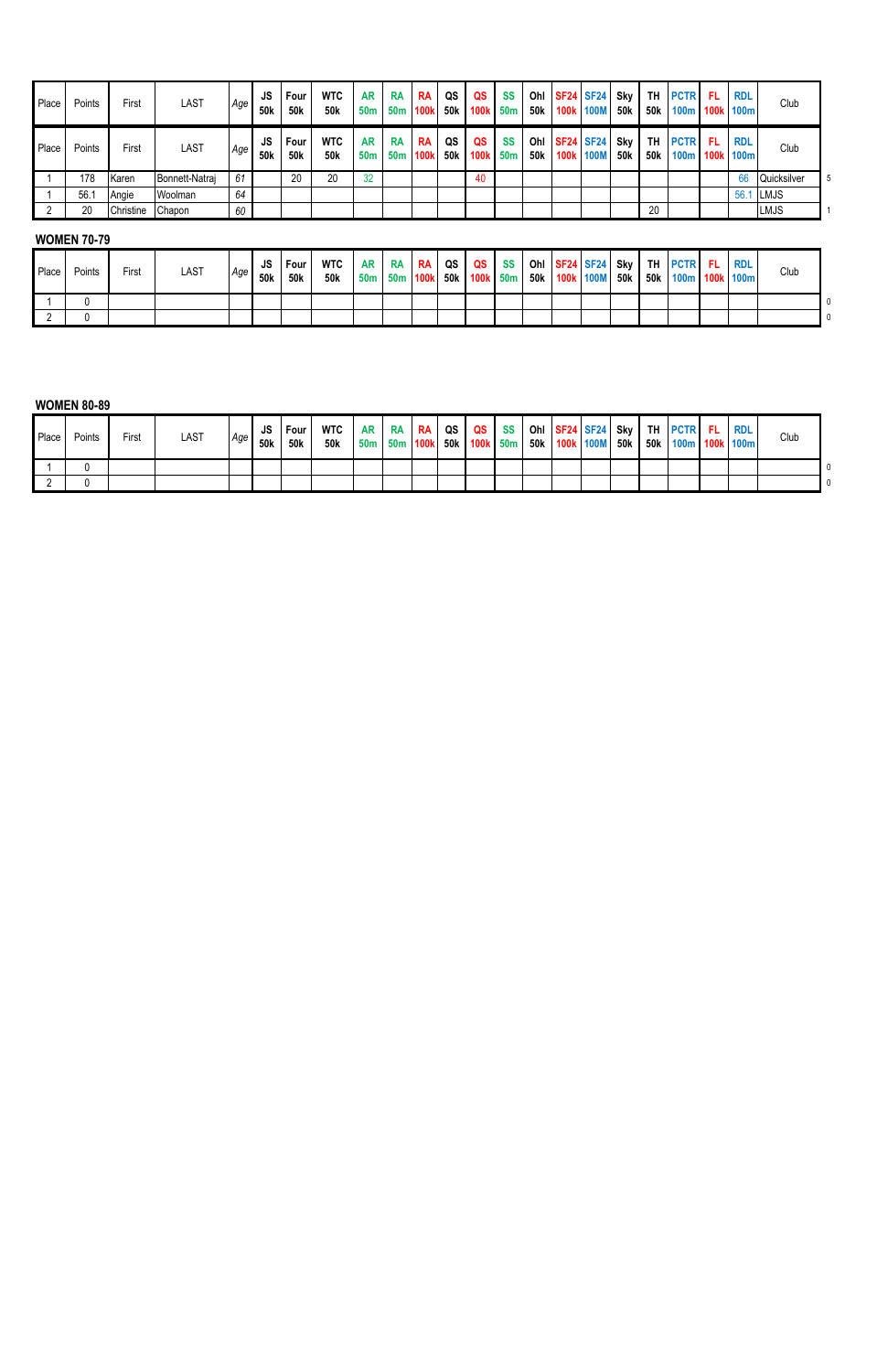| Place | Points | First | LAST | Age | JS 50k | Four 50k | WTC 50k | AR 50m | RA 50m | RA 100k | QS 50k | QS 100k | SS 50m | Ohl 50k | SF24 100k | SF24 100M | Sky 50k | TH 50k | PCTR 100m | FL 100k | RDL 100m | Club | |
|---|---|---|---|---|---|---|---|---|---|---|---|---|---|---|---|---|---|---|---|---|---|---|---|
| Place | Points | First | LAST | Age | JS 50k | Four 50k | WTC 50k | AR 50m | RA 50m | RA 100k | QS 50k | QS 100k | SS 50m | Ohl 50k | SF24 100k | SF24 100M | Sky 50k | TH 50k | PCTR 100m | FL 100k | RDL 100m | Club | |
| 1 | 178 | Karen | Bonnett-Natraj | 61 | | 20 | 20 | 32 | | | | 40 | | | | | | | | | 66 | Quicksilver | 5 |
| 1 | 56.1 | Angie | Woolman | 64 | | | | | | | | | | | | | | | | | 56.1 | LMJS | |
| 2 | 20 | Christine | Chapon | 60 | | | | | | | | | | | | | | 20 | | | | LMJS | 1 |

**WOMEN 70-79**

| Place | Points | First | LAST | Age | JS 50k | Four 50k | WTC 50k | AR 50m | RA 50m | RA 100k | QS 50k | QS 100k | SS 50m | Ohl 50k | SF24 100k | SF24 100M | Sky 50k | TH 50k | PCTR 100m | FL 100k | RDL 100m | Club | |
|---|---|---|---|---|---|---|---|---|---|---|---|---|---|---|---|---|---|---|---|---|---|---|---|
| 1 | 0 | | | | | | | | | | | | | | | | | | | | | | 0 |
| 2 | 0 | | | | | | | | | | | | | | | | | | | | | | 0 |

**WOMEN 80-89**

| Place | Points | First | LAST | Age | JS 50k | Four 50k | WTC 50k | AR 50m | RA 50m | RA 100k | QS 50k | QS 100k | SS 50m | Ohl 50k | SF24 100k | SF24 100M | Sky 50k | TH 50k | PCTR 100m | FL 100k | RDL 100m | Club | |
|---|---|---|---|---|---|---|---|---|---|---|---|---|---|---|---|---|---|---|---|---|---|---|---|
| 1 | 0 | | | | | | | | | | | | | | | | | | | | | | 0 |
| 2 | 0 | | | | | | | | | | | | | | | | | | | | | | 0 |